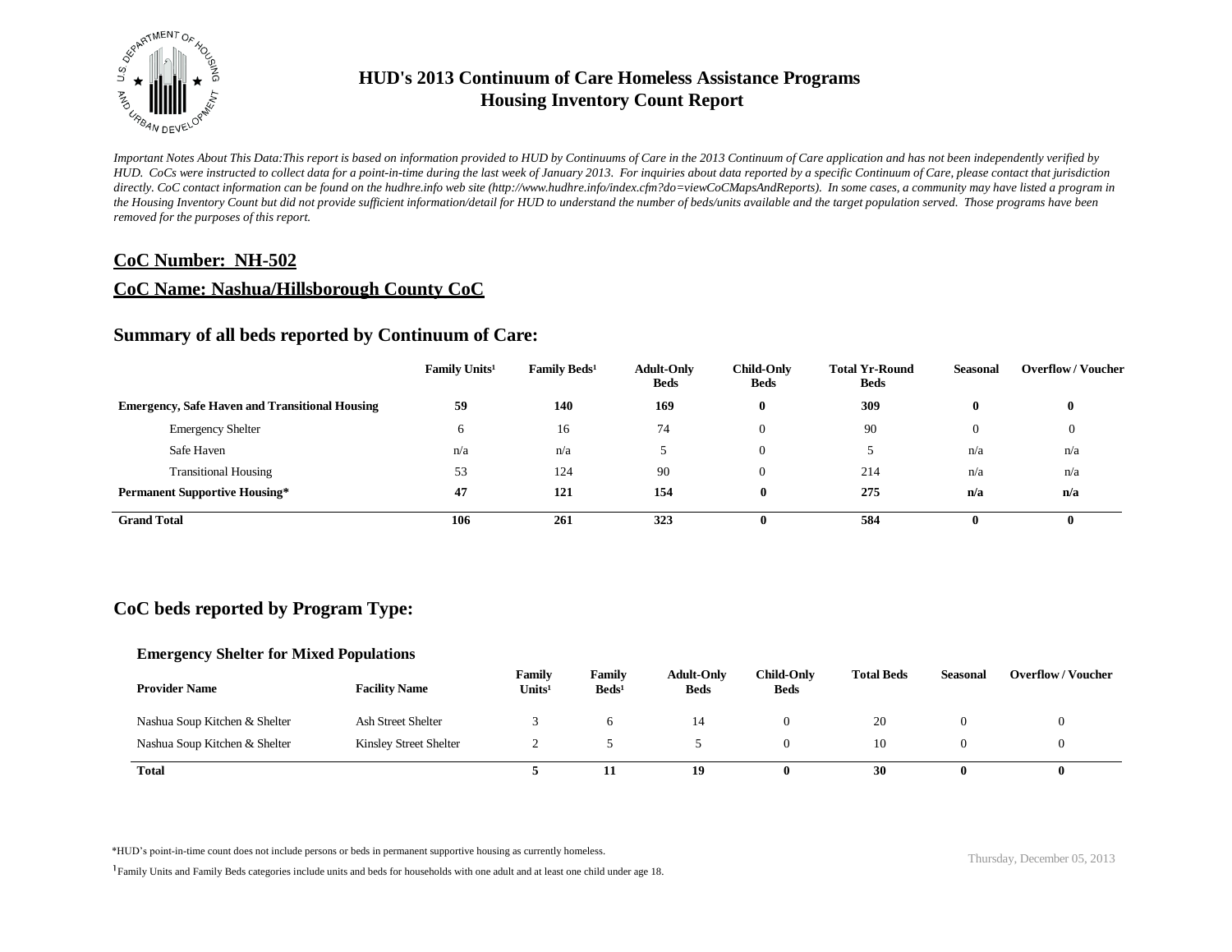# HUD's 2013 Continuum of Care Homeless Assistance Programs
# Housing Inventory Count Report

*Important Notes About This Data:This report is based on information provided to HUD by Continuums of Care in the 2013 Continuum of Care application and has not been independently verified by HUD. CoCs were instructed to collect data for a point-in-time during the last week of January 2013. For inquiries about data reported by a specific Continuum of Care, please contact that jurisdiction directly. CoC contact information can be found on the hudhre.info web site (http://www.hudhre.info/index.cfm?do=viewCoCMapsAndReports). In some cases, a community may have listed a program in the Housing Inventory Count but did not provide sufficient information/detail for HUD to understand the number of beds/units available and the target population served. Those programs have been removed for the purposes of this report.*

## CoC Number: NH-502

## CoC Name: Nashua/Hillsborough County CoC

## Summary of all beds reported by Continuum of Care:

| | Family Units[1] | Family Beds[1] | Adult-Only Beds | Child-Only Beds | Total Yr-Round Beds | Seasonal | Overflow / Voucher |
|---|---|---|---|---|---|---|---|
| **Emergency, Safe Haven and Transitional Housing** | **59** | **140** | **169** | **0** | **309** | **0** | **0** |
| Emergency Shelter | 6 | 16 | 74 | 0 | 90 | 0 | 0 |
| Safe Haven | n/a | n/a | 5 | 0 | 5 | n/a | n/a |
| Transitional Housing | 53 | 124 | 90 | 0 | 214 | n/a | n/a |
| **Permanent Supportive Housing*** | **47** | **121** | **154** | **0** | **275** | **n/a** | **n/a** |
| **Grand Total** | **106** | **261** | **323** | **0** | **584** | **0** | **0** |

## CoC beds reported by Program Type:

### Emergency Shelter for Mixed Populations

| Provider Name | Facility Name | Family Units[1] | Family Beds[1] | Adult-Only Beds | Child-Only Beds | Total Beds | Seasonal | Overflow / Voucher |
|---|---|---|---|---|---|---|---|---|
| Nashua Soup Kitchen & Shelter | Ash Street Shelter | 3 | 6 | 14 | 0 | 20 | 0 | 0 |
| Nashua Soup Kitchen & Shelter | Kinsley Street Shelter | 2 | 5 | 5 | 0 | 10 | 0 | 0 |
| **Total** | | **5** | **11** | **19** | **0** | **30** | **0** | **0** |

*HUD's point-in-time count does not include persons or beds in permanent supportive housing as currently homeless.

[1] Family Units and Family Beds categories include units and beds for households with one adult and at least one child under age 18.

Thursday, December 05, 2013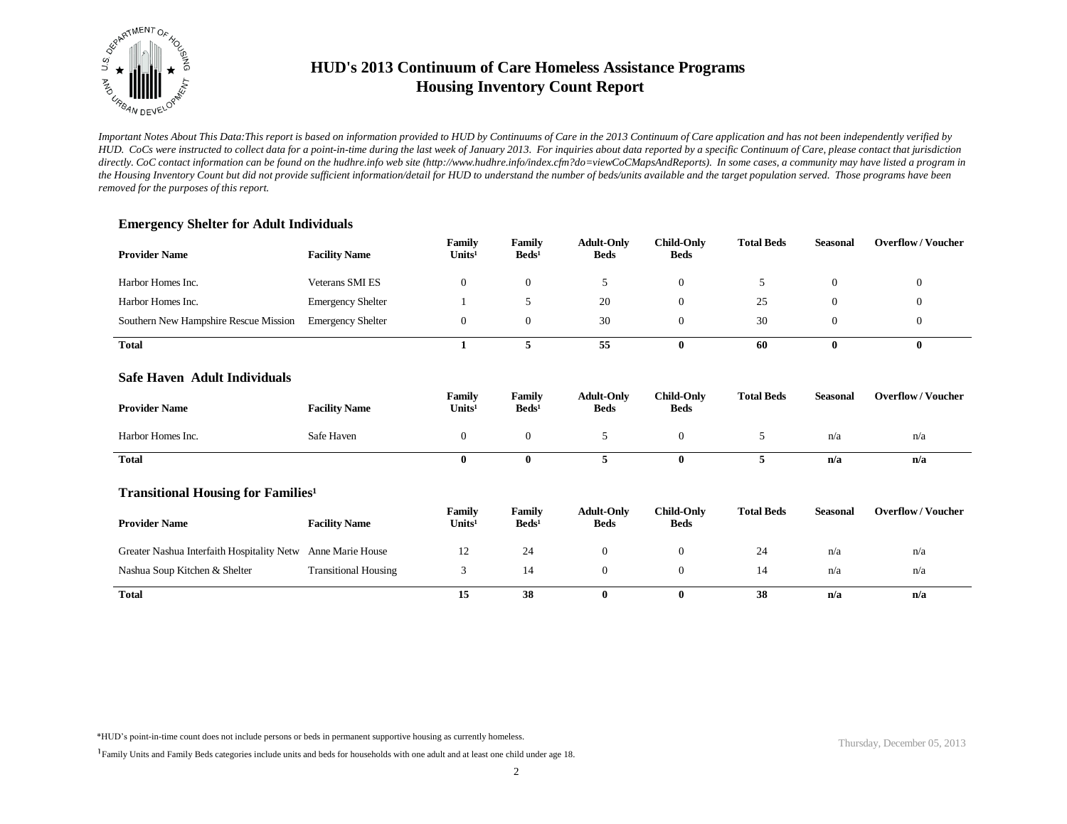# HUD's 2013 Continuum of Care Homeless Assistance Programs
# Housing Inventory Count Report

*Important Notes About This Data:This report is based on information provided to HUD by Continuums of Care in the 2013 Continuum of Care application and has not been independently verified by HUD. CoCs were instructed to collect data for a point-in-time during the last week of January 2013. For inquiries about data reported by a specific Continuum of Care, please contact that jurisdiction directly. CoC contact information can be found on the hudhre.info web site (http://www.hudhre.info/index.cfm?do=viewCoCMapsAndReports). In some cases, a community may have listed a program in the Housing Inventory Count but did not provide sufficient information/detail for HUD to understand the number of beds/units available and the target population served. Those programs have been removed for the purposes of this report.*

### Emergency Shelter for Adult Individuals

| Provider Name | Facility Name | Family Units[1] | Family Beds[1] | Adult-Only Beds | Child-Only Beds | Total Beds | Seasonal | Overflow / Voucher |
|---|---|---|---|---|---|---|---|---|
| Harbor Homes Inc. | Veterans SMI ES | 0 | 0 | 5 | 0 | 5 | 0 | 0 |
| Harbor Homes Inc. | Emergency Shelter | 1 | 5 | 20 | 0 | 25 | 0 | 0 |
| Southern New Hampshire Rescue Mission | Emergency Shelter | 0 | 0 | 30 | 0 | 30 | 0 | 0 |
| **Total** | | **1** | **5** | **55** | **0** | **60** | **0** | **0** |

### Safe Haven Adult Individuals

| Provider Name | Facility Name | Family Units[1] | Family Beds[1] | Adult-Only Beds | Child-Only Beds | Total Beds | Seasonal | Overflow / Voucher |
|---|---|---|---|---|---|---|---|---|
| Harbor Homes Inc. | Safe Haven | 0 | 0 | 5 | 0 | 5 | n/a | n/a |
| **Total** | | **0** | **0** | **5** | **0** | **5** | **n/a** | **n/a** |

### Transitional Housing for Families[1]

| Provider Name | Facility Name | Family Units[1] | Family Beds[1] | Adult-Only Beds | Child-Only Beds | Total Beds | Seasonal | Overflow / Voucher |
|---|---|---|---|---|---|---|---|---|
| Greater Nashua Interfaith Hospitality Netw | Anne Marie House | 12 | 24 | 0 | 0 | 24 | n/a | n/a |
| Nashua Soup Kitchen & Shelter | Transitional Housing | 3 | 14 | 0 | 0 | 14 | n/a | n/a |
| **Total** | | **15** | **38** | **0** | **0** | **38** | **n/a** | **n/a** |

*HUD's point-in-time count does not include persons or beds in permanent supportive housing as currently homeless.

[1]Family Units and Family Beds categories include units and beds for households with one adult and at least one child under age 18.

Thursday, December 05, 2013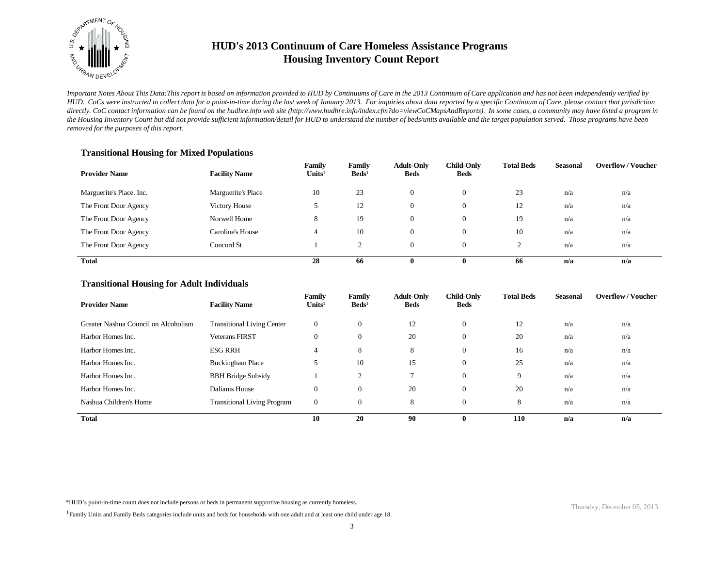# HUD's 2013 Continuum of Care Homeless Assistance Programs
# Housing Inventory Count Report

*Important Notes About This Data:This report is based on information provided to HUD by Continuums of Care in the 2013 Continuum of Care application and has not been independently verified by HUD. CoCs were instructed to collect data for a point-in-time during the last week of January 2013. For inquiries about data reported by a specific Continuum of Care, please contact that jurisdiction directly. CoC contact information can be found on the hudhre.info web site (http://www.hudhre.info/index.cfm?do=viewCoCMapsAndReports). In some cases, a community may have listed a program in the Housing Inventory Count but did not provide sufficient information/detail for HUD to understand the number of beds/units available and the target population served. Those programs have been removed for the purposes of this report.*

### Transitional Housing for Mixed Populations

| Provider Name | Facility Name | Family Units[1] | Family Beds[1] | Adult-Only Beds | Child-Only Beds | Total Beds | Seasonal | Overflow / Voucher |
|---|---|---|---|---|---|---|---|---|
| Marguerite's Place. Inc. | Marguerite's Place | 10 | 23 | 0 | 0 | 23 | n/a | n/a |
| The Front Door Agency | Victory House | 5 | 12 | 0 | 0 | 12 | n/a | n/a |
| The Front Door Agency | Norwell Home | 8 | 19 | 0 | 0 | 19 | n/a | n/a |
| The Front Door Agency | Caroline's House | 4 | 10 | 0 | 0 | 10 | n/a | n/a |
| The Front Door Agency | Concord St | 1 | 2 | 0 | 0 | 2 | n/a | n/a |
| **Total** | | **28** | **66** | **0** | **0** | **66** | **n/a** | **n/a** |

### Transitional Housing for Adult Individuals

| Provider Name | Facility Name | Family Units[1] | Family Beds[1] | Adult-Only Beds | Child-Only Beds | Total Beds | Seasonal | Overflow / Voucher |
|---|---|---|---|---|---|---|---|---|
| Greater Nashua Council on Alcoholism | Transitional Living Center | 0 | 0 | 12 | 0 | 12 | n/a | n/a |
| Harbor Homes Inc. | Veterans FIRST | 0 | 0 | 20 | 0 | 20 | n/a | n/a |
| Harbor Homes Inc. | ESG RRH | 4 | 8 | 8 | 0 | 16 | n/a | n/a |
| Harbor Homes Inc. | Buckingham Place | 5 | 10 | 15 | 0 | 25 | n/a | n/a |
| Harbor Homes Inc. | BBH Bridge Subsidy | 1 | 2 | 7 | 0 | 9 | n/a | n/a |
| Harbor Homes Inc. | Dalianis House | 0 | 0 | 20 | 0 | 20 | n/a | n/a |
| Nashua Children's Home | Transitional Living Program | 0 | 0 | 8 | 0 | 8 | n/a | n/a |
| **Total** | | **10** | **20** | **90** | **0** | **110** | **n/a** | **n/a** |

*HUD's point-in-time count does not include persons or beds in permanent supportive housing as currently homeless.

[1]Family Units and Family Beds categories include units and beds for households with one adult and at least one child under age 18.

Thursday, December 05, 2013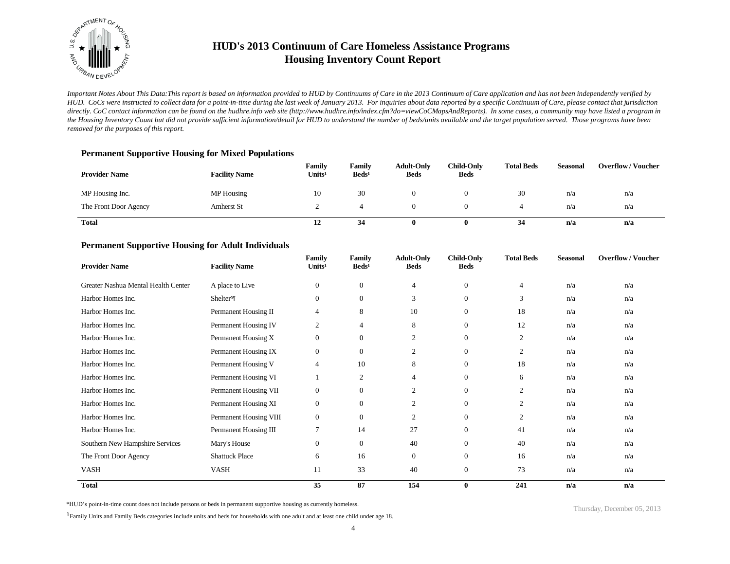# HUD's 2013 Continuum of Care Homeless Assistance Programs
# Housing Inventory Count Report

*Important Notes About This Data:This report is based on information provided to HUD by Continuums of Care in the 2013 Continuum of Care application and has not been independently verified by HUD. CoCs were instructed to collect data for a point-in-time during the last week of January 2013. For inquiries about data reported by a specific Continuum of Care, please contact that jurisdiction directly. CoC contact information can be found on the hudhre.info web site (http://www.hudhre.info/index.cfm?do=viewCoCMapsAndReports). In some cases, a community may have listed a program in the Housing Inventory Count but did not provide sufficient information/detail for HUD to understand the number of beds/units available and the target population served. Those programs have been removed for the purposes of this report.*

## Permanent Supportive Housing for Mixed Populations

| Provider Name | Facility Name | Family Units[1] | Family Beds[1] | Adult-Only Beds | Child-Only Beds | Total Beds | Seasonal | Overflow / Voucher |
|---|---|---|---|---|---|---|---|---|
| MP Housing Inc. | MP Housing | 10 | 30 | 0 | 0 | 30 | n/a | n/a |
| The Front Door Agency | Amherst St | 2 | 4 | 0 | 0 | 4 | n/a | n/a |
| **Total** | | **12** | **34** | **0** | **0** | **34** | **n/a** | **n/a** |

## Permanent Supportive Housing for Adult Individuals

| Provider Name | Facility Name | Family Units[1] | Family Beds[1] | Adult-Only Beds | Child-Only Beds | Total Beds | Seasonal | Overflow / Voucher |
|---|---|---|---|---|---|---|---|---|
| Greater Nashua Mental Health Center | A place to Live | 0 | 0 | 4 | 0 | 4 | n/a | n/a |
| Harbor Homes Inc. | Shelter特 | 0 | 0 | 3 | 0 | 3 | n/a | n/a |
| Harbor Homes Inc. | Permanent Housing II | 4 | 8 | 10 | 0 | 18 | n/a | n/a |
| Harbor Homes Inc. | Permanent Housing IV | 2 | 4 | 8 | 0 | 12 | n/a | n/a |
| Harbor Homes Inc. | Permanent Housing X | 0 | 0 | 2 | 0 | 2 | n/a | n/a |
| Harbor Homes Inc. | Permanent Housing IX | 0 | 0 | 2 | 0 | 2 | n/a | n/a |
| Harbor Homes Inc. | Permanent Housing V | 4 | 10 | 8 | 0 | 18 | n/a | n/a |
| Harbor Homes Inc. | Permanent Housing VI | 1 | 2 | 4 | 0 | 6 | n/a | n/a |
| Harbor Homes Inc. | Permanent Housing VII | 0 | 0 | 2 | 0 | 2 | n/a | n/a |
| Harbor Homes Inc. | Permanent Housing XI | 0 | 0 | 2 | 0 | 2 | n/a | n/a |
| Harbor Homes Inc. | Permanent Housing VIII | 0 | 0 | 2 | 0 | 2 | n/a | n/a |
| Harbor Homes Inc. | Permanent Housing III | 7 | 14 | 27 | 0 | 41 | n/a | n/a |
| Southern New Hampshire Services | Mary's House | 0 | 0 | 40 | 0 | 40 | n/a | n/a |
| The Front Door Agency | Shattuck Place | 6 | 16 | 0 | 0 | 16 | n/a | n/a |
| VASH | VASH | 11 | 33 | 40 | 0 | 73 | n/a | n/a |
| **Total** | | **35** | **87** | **154** | **0** | **241** | **n/a** | **n/a** |

*HUD's point-in-time count does not include persons or beds in permanent supportive housing as currently homeless.

[1]Family Units and Family Beds categories include units and beds for households with one adult and at least one child under age 18.

Thursday, December 05, 2013